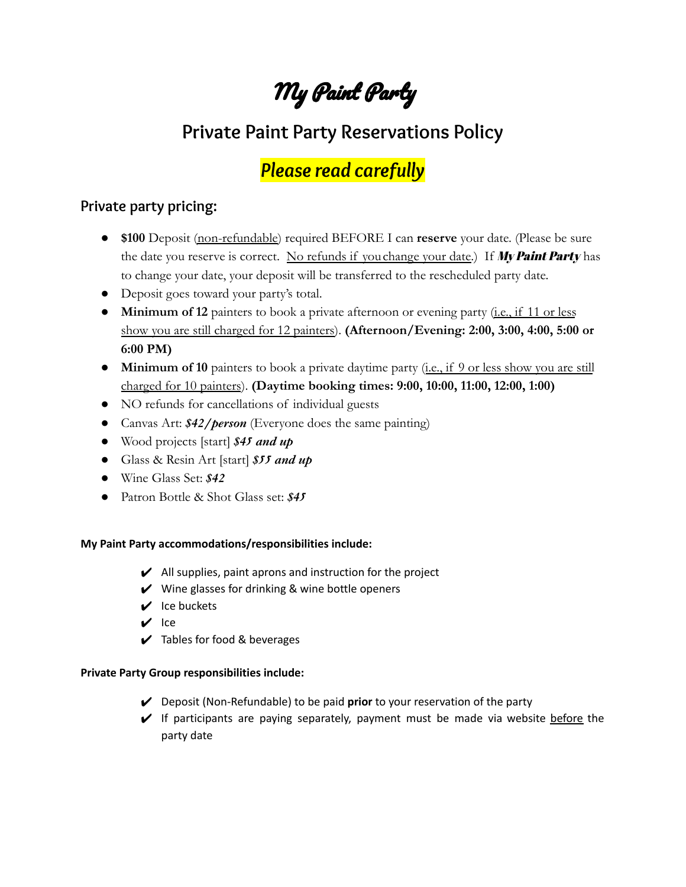# My Paint Party

## Private Paint Party Reservations Policy

## *Please read carefully*

### Private party pricing:

- **$100** Deposit (non-refundable) required BEFORE I can **reserve** your date. (Please be sure the date you reserve is correct. No refunds if you change your date.) If ***My Paint Party*** has to change your date, your deposit will be transferred to the rescheduled party date.
- Deposit goes toward your party's total.
- **Minimum of 12** painters to book a private afternoon or evening party (i.e., if 11 or less show you are still charged for 12 painters). **(Afternoon/Evening: 2:00, 3:00, 4:00, 5:00 or 6:00 PM)**
- **Minimum of 10** painters to book a private daytime party (i.e., if 9 or less show you are still charged for 10 painters). **(Daytime booking times: 9:00, 10:00, 11:00, 12:00, 1:00)**
- NO refunds for cancellations of individual guests
- Canvas Art: ***$42/person*** (Everyone does the same painting)
- Wood projects [start] ***$45 and up***
- Glass & Resin Art [start] ***$55 and up***
- Wine Glass Set: ***$42***
- Patron Bottle & Shot Glass set: ***$45***

**My Paint Party accommodations/responsibilities include:**

- ✔ All supplies, paint aprons and instruction for the project
- ✔ Wine glasses for drinking & wine bottle openers
- ✔ Ice buckets
- ✔ Ice
- ✔ Tables for food & beverages

**Private Party Group responsibilities include:**

- ✔ Deposit (Non-Refundable) to be paid **prior** to your reservation of the party
- ✔ If participants are paying separately, payment must be made via website before the party date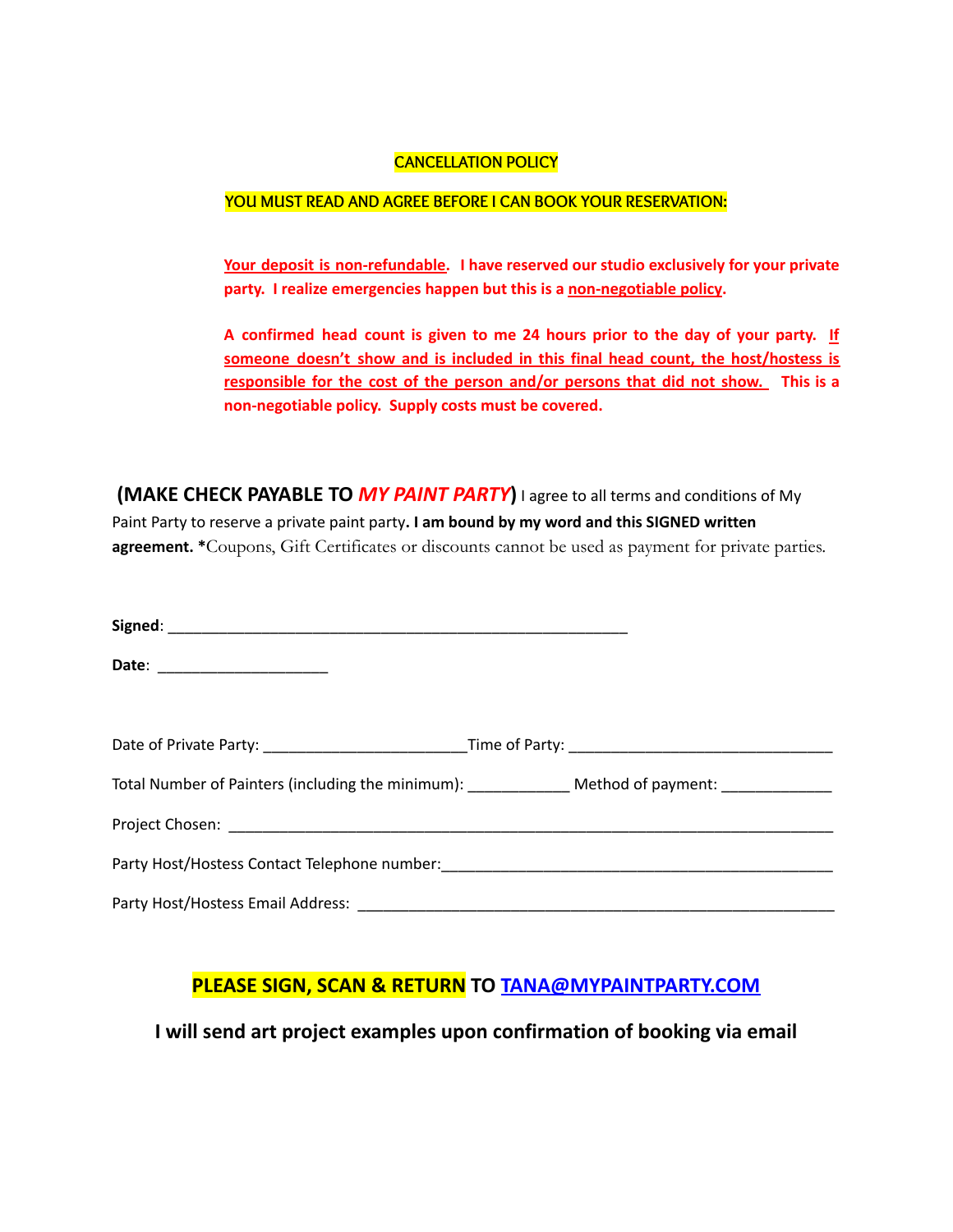## CANCELLATION POLICY

**YOU MUST READ AND AGREE BEFORE I CAN BOOK YOUR RESERVATION:**

**Your deposit is non-refundable. I have reserved our studio exclusively for your private party. I realize emergencies happen but this is a non-negotiable policy.**

**A confirmed head count is given to me 24 hours prior to the day of your party. If someone doesn't show and is included in this final head count, the host/hostess is responsible for the cost of the person and/or persons that did not show. This is a non-negotiable policy. Supply costs must be covered.**

**(MAKE CHECK PAYABLE TO *MY PAINT PARTY*)** I agree to all terms and conditions of My Paint Party to reserve a private paint party**. I am bound by my word and this SIGNED written agreement. ***Coupons, Gift Certificates or discounts cannot be used as payment for private parties.

**Signed**: ________________________________________________________

**Date**: ____________________

Date of Private Party: ________________________Time of Party: _______________________________

Total Number of Painters (including the minimum): ____________ Method of payment: _____________

Project Chosen: __________________________________________________________________________

Party Host/Hostess Contact Telephone number:_______________________________________________

Party Host/Hostess Email Address: _________________________________________________________

**PLEASE SIGN, SCAN & RETURN TO TANA@MYPAINTPARTY.COM**

**I will send art project examples upon confirmation of booking via email**